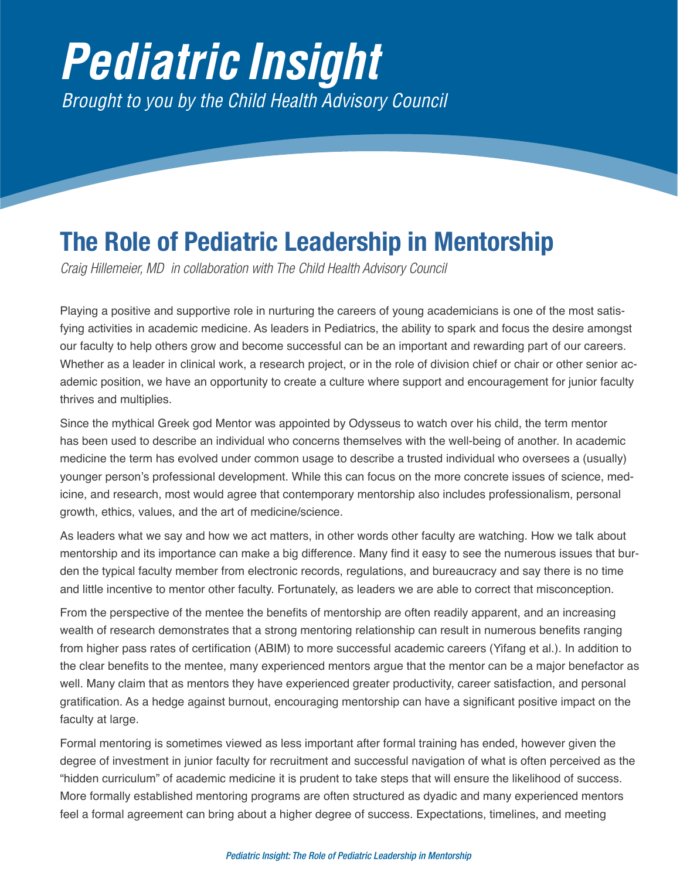# Pediatric Insight

*Brought to you by the Child Health Advisory Council*

## The Role of Pediatric Leadership in Mentorship

*Craig Hillemeier, MD in collaboration with The Child Health Advisory Council*

Playing a positive and supportive role in nurturing the careers of young academicians is one of the most satisfying activities in academic medicine. As leaders in Pediatrics, the ability to spark and focus the desire amongst our faculty to help others grow and become successful can be an important and rewarding part of our careers. Whether as a leader in clinical work, a research project, or in the role of division chief or chair or other senior academic position, we have an opportunity to create a culture where support and encouragement for junior faculty thrives and multiplies.

Since the mythical Greek god Mentor was appointed by Odysseus to watch over his child, the term mentor has been used to describe an individual who concerns themselves with the well-being of another. In academic medicine the term has evolved under common usage to describe a trusted individual who oversees a (usually) younger person's professional development. While this can focus on the more concrete issues of science, medicine, and research, most would agree that contemporary mentorship also includes professionalism, personal growth, ethics, values, and the art of medicine/science.

As leaders what we say and how we act matters, in other words other faculty are watching. How we talk about mentorship and its importance can make a big difference. Many find it easy to see the numerous issues that burden the typical faculty member from electronic records, regulations, and bureaucracy and say there is no time and little incentive to mentor other faculty. Fortunately, as leaders we are able to correct that misconception.

From the perspective of the mentee the benefits of mentorship are often readily apparent, and an increasing wealth of research demonstrates that a strong mentoring relationship can result in numerous benefits ranging from higher pass rates of certification (ABIM) to more successful academic careers (Yifang et al.). In addition to the clear benefits to the mentee, many experienced mentors argue that the mentor can be a major benefactor as well. Many claim that as mentors they have experienced greater productivity, career satisfaction, and personal gratification. As a hedge against burnout, encouraging mentorship can have a significant positive impact on the faculty at large.

Formal mentoring is sometimes viewed as less important after formal training has ended, however given the degree of investment in junior faculty for recruitment and successful navigation of what is often perceived as the "hidden curriculum" of academic medicine it is prudent to take steps that will ensure the likelihood of success. More formally established mentoring programs are often structured as dyadic and many experienced mentors feel a formal agreement can bring about a higher degree of success. Expectations, timelines, and meeting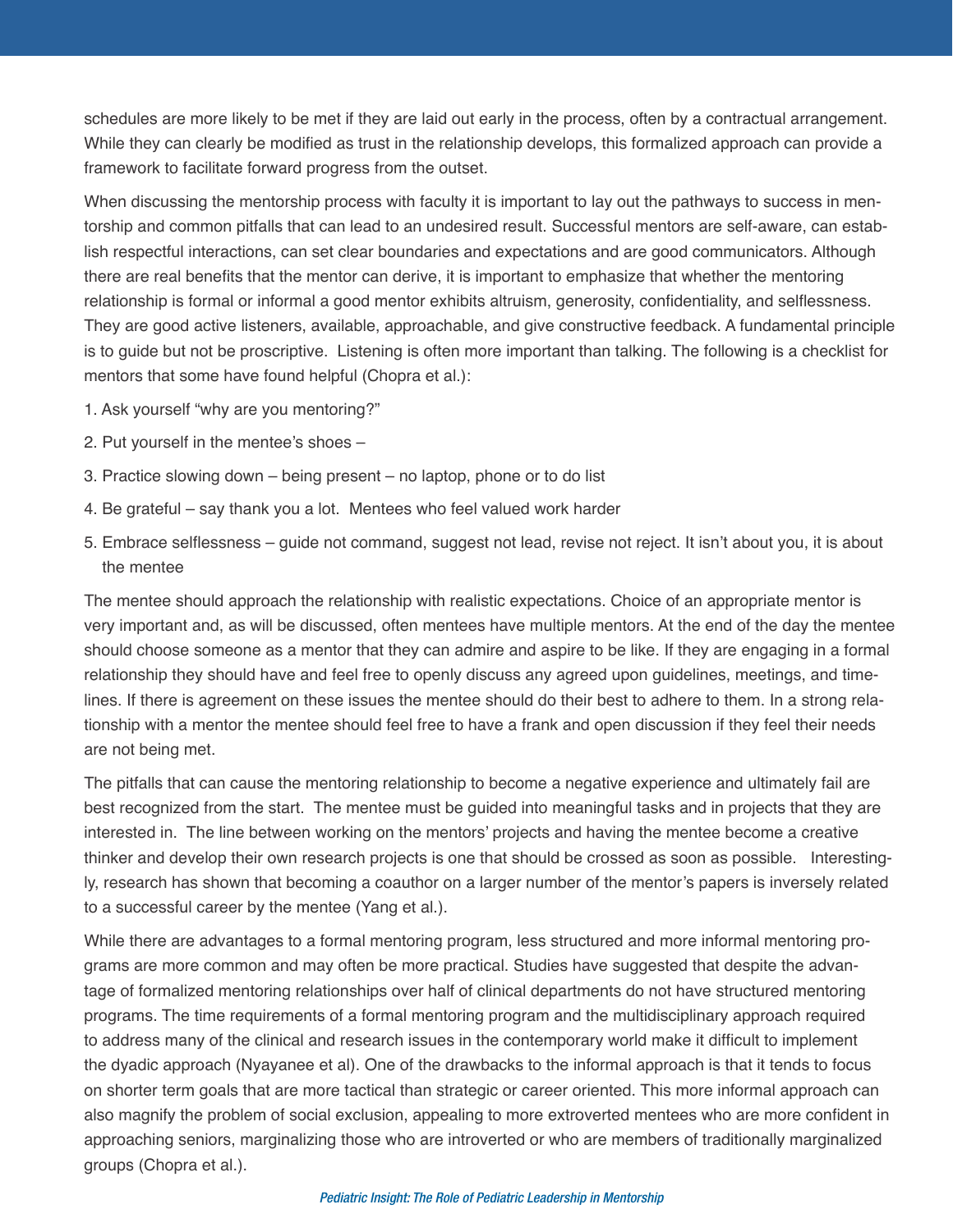schedules are more likely to be met if they are laid out early in the process, often by a contractual arrangement. While they can clearly be modified as trust in the relationship develops, this formalized approach can provide a framework to facilitate forward progress from the outset.

When discussing the mentorship process with faculty it is important to lay out the pathways to success in mentorship and common pitfalls that can lead to an undesired result. Successful mentors are self-aware, can establish respectful interactions, can set clear boundaries and expectations and are good communicators. Although there are real benefits that the mentor can derive, it is important to emphasize that whether the mentoring relationship is formal or informal a good mentor exhibits altruism, generosity, confidentiality, and selflessness. They are good active listeners, available, approachable, and give constructive feedback. A fundamental principle is to guide but not be proscriptive. Listening is often more important than talking. The following is a checklist for mentors that some have found helpful (Chopra et al.):

1. Ask yourself "why are you mentoring?"
2. Put yourself in the mentee's shoes –
3. Practice slowing down – being present – no laptop, phone or to do list
4. Be grateful – say thank you a lot. Mentees who feel valued work harder
5. Embrace selflessness – guide not command, suggest not lead, revise not reject. It isn't about you, it is about the mentee

The mentee should approach the relationship with realistic expectations. Choice of an appropriate mentor is very important and, as will be discussed, often mentees have multiple mentors. At the end of the day the mentee should choose someone as a mentor that they can admire and aspire to be like. If they are engaging in a formal relationship they should have and feel free to openly discuss any agreed upon guidelines, meetings, and timelines. If there is agreement on these issues the mentee should do their best to adhere to them. In a strong relationship with a mentor the mentee should feel free to have a frank and open discussion if they feel their needs are not being met.

The pitfalls that can cause the mentoring relationship to become a negative experience and ultimately fail are best recognized from the start. The mentee must be guided into meaningful tasks and in projects that they are interested in. The line between working on the mentors' projects and having the mentee become a creative thinker and develop their own research projects is one that should be crossed as soon as possible. Interestingly, research has shown that becoming a coauthor on a larger number of the mentor's papers is inversely related to a successful career by the mentee (Yang et al.).

While there are advantages to a formal mentoring program, less structured and more informal mentoring programs are more common and may often be more practical. Studies have suggested that despite the advantage of formalized mentoring relationships over half of clinical departments do not have structured mentoring programs. The time requirements of a formal mentoring program and the multidisciplinary approach required to address many of the clinical and research issues in the contemporary world make it difficult to implement the dyadic approach (Nyayanee et al). One of the drawbacks to the informal approach is that it tends to focus on shorter term goals that are more tactical than strategic or career oriented. This more informal approach can also magnify the problem of social exclusion, appealing to more extroverted mentees who are more confident in approaching seniors, marginalizing those who are introverted or who are members of traditionally marginalized groups (Chopra et al.).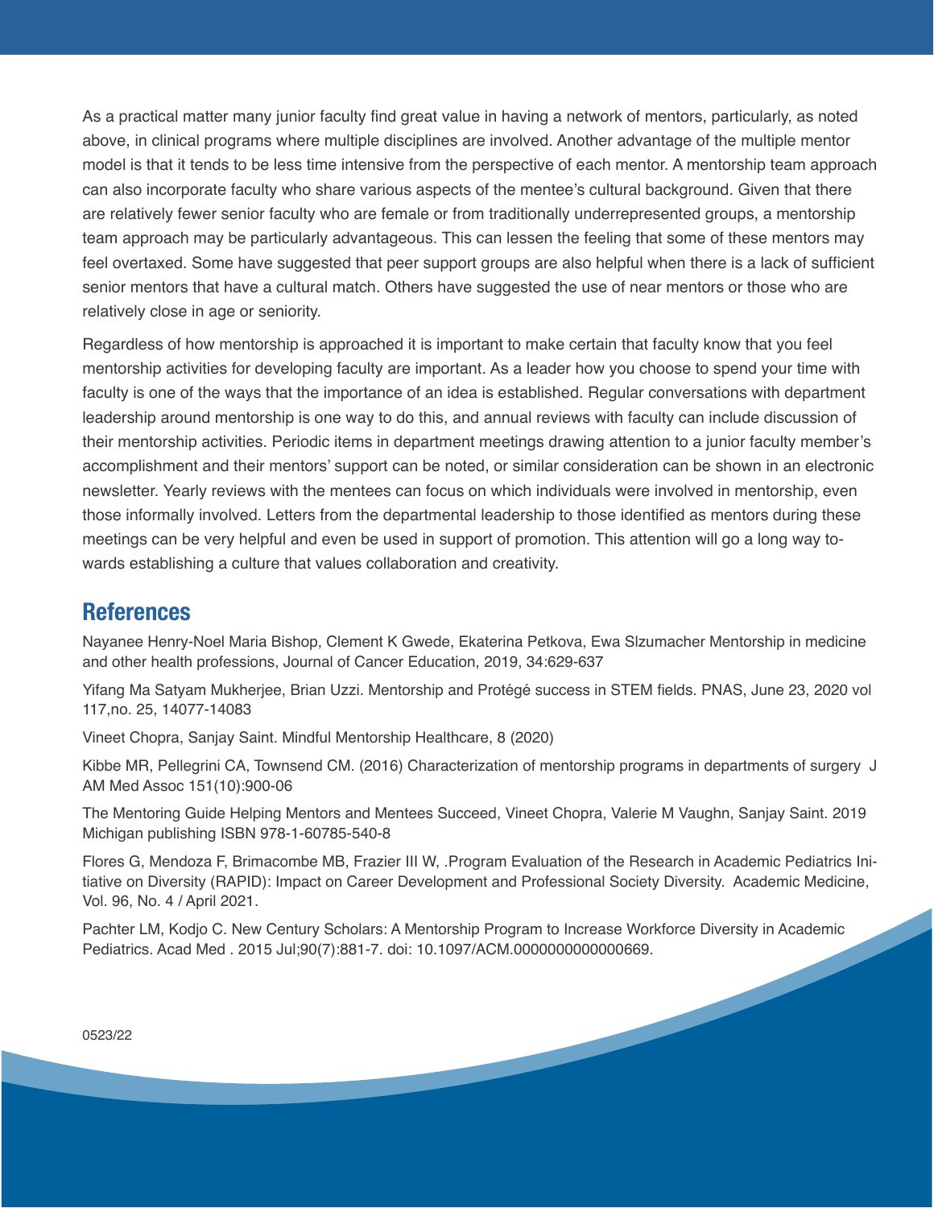As a practical matter many junior faculty find great value in having a network of mentors, particularly, as noted above, in clinical programs where multiple disciplines are involved. Another advantage of the multiple mentor model is that it tends to be less time intensive from the perspective of each mentor. A mentorship team approach can also incorporate faculty who share various aspects of the mentee's cultural background. Given that there are relatively fewer senior faculty who are female or from traditionally underrepresented groups, a mentorship team approach may be particularly advantageous. This can lessen the feeling that some of these mentors may feel overtaxed. Some have suggested that peer support groups are also helpful when there is a lack of sufficient senior mentors that have a cultural match. Others have suggested the use of near mentors or those who are relatively close in age or seniority.

Regardless of how mentorship is approached it is important to make certain that faculty know that you feel mentorship activities for developing faculty are important. As a leader how you choose to spend your time with faculty is one of the ways that the importance of an idea is established. Regular conversations with department leadership around mentorship is one way to do this, and annual reviews with faculty can include discussion of their mentorship activities. Periodic items in department meetings drawing attention to a junior faculty member's accomplishment and their mentors' support can be noted, or similar consideration can be shown in an electronic newsletter. Yearly reviews with the mentees can focus on which individuals were involved in mentorship, even those informally involved. Letters from the departmental leadership to those identified as mentors during these meetings can be very helpful and even be used in support of promotion. This attention will go a long way towards establishing a culture that values collaboration and creativity.

## References

Nayanee Henry-Noel Maria Bishop, Clement K Gwede, Ekaterina Petkova, Ewa Slzumacher Mentorship in medicine and other health professions, Journal of Cancer Education, 2019, 34:629-637

Yifang Ma Satyam Mukherjee, Brian Uzzi. Mentorship and Protégé success in STEM fields. PNAS, June 23, 2020 vol 117,no. 25, 14077-14083

Vineet Chopra, Sanjay Saint. Mindful Mentorship Healthcare, 8 (2020)

Kibbe MR, Pellegrini CA, Townsend CM. (2016) Characterization of mentorship programs in departments of surgery J AM Med Assoc 151(10):900-06

The Mentoring Guide Helping Mentors and Mentees Succeed, Vineet Chopra, Valerie M Vaughn, Sanjay Saint. 2019 Michigan publishing ISBN 978-1-60785-540-8

Flores G, Mendoza F, Brimacombe MB, Frazier III W, .Program Evaluation of the Research in Academic Pediatrics Initiative on Diversity (RAPID): Impact on Career Development and Professional Society Diversity. Academic Medicine, Vol. 96, No. 4 / April 2021.

Pachter LM, Kodjo C. New Century Scholars: A Mentorship Program to Increase Workforce Diversity in Academic Pediatrics. Acad Med . 2015 Jul;90(7):881-7. doi: 10.1097/ACM.0000000000000669.

0523/22